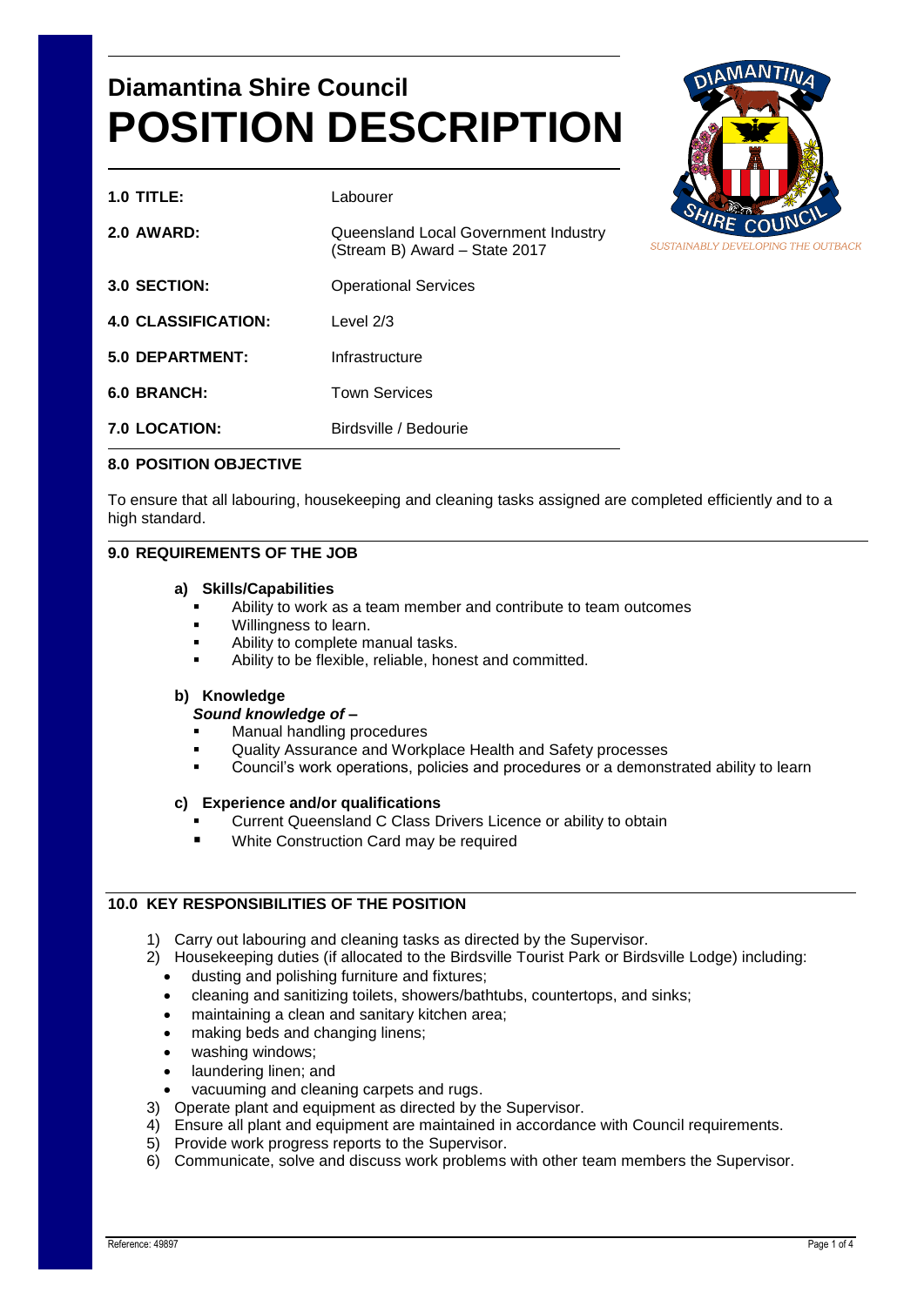# Diamantina Shire Council

# POSITION DESCRIPTION

| | |
|---|---|
| **1.0 TITLE:** | Labourer |
| **2.0 AWARD:** | Queensland Local Government Industry (Stream B) Award – State 2017 |
| **3.0 SECTION:** | Operational Services |
| **4.0 CLASSIFICATION:** | Level 2/3 |
| **5.0 DEPARTMENT:** | Infrastructure |
| **6.0 BRANCH:** | Town Services |
| **7.0 LOCATION:** | Birdsville / Bedourie |

*SUSTAINABLY DEVELOPING THE OUTBACK*

## 8.0 POSITION OBJECTIVE

To ensure that all labouring, housekeeping and cleaning tasks assigned are completed efficiently and to a high standard.

## 9.0 REQUIREMENTS OF THE JOB

### a) Skills/Capabilities

- Ability to work as a team member and contribute to team outcomes
- Willingness to learn.
- Ability to complete manual tasks.
- Ability to be flexible, reliable, honest and committed.

### b) Knowledge

***Sound knowledge of –***

- Manual handling procedures
- Quality Assurance and Workplace Health and Safety processes
- Council's work operations, policies and procedures or a demonstrated ability to learn

### c) Experience and/or qualifications

- Current Queensland C Class Drivers Licence or ability to obtain
- White Construction Card may be required

## 10.0 KEY RESPONSIBILITIES OF THE POSITION

1) Carry out labouring and cleaning tasks as directed by the Supervisor.
2) Housekeeping duties (if allocated to the Birdsville Tourist Park or Birdsville Lodge) including:
   - dusting and polishing furniture and fixtures;
   - cleaning and sanitizing toilets, showers/bathtubs, countertops, and sinks;
   - maintaining a clean and sanitary kitchen area;
   - making beds and changing linens;
   - washing windows;
   - laundering linen; and
   - vacuuming and cleaning carpets and rugs.
3) Operate plant and equipment as directed by the Supervisor.
4) Ensure all plant and equipment are maintained in accordance with Council requirements.
5) Provide work progress reports to the Supervisor.
6) Communicate, solve and discuss work problems with other team members the Supervisor.

Reference: 49897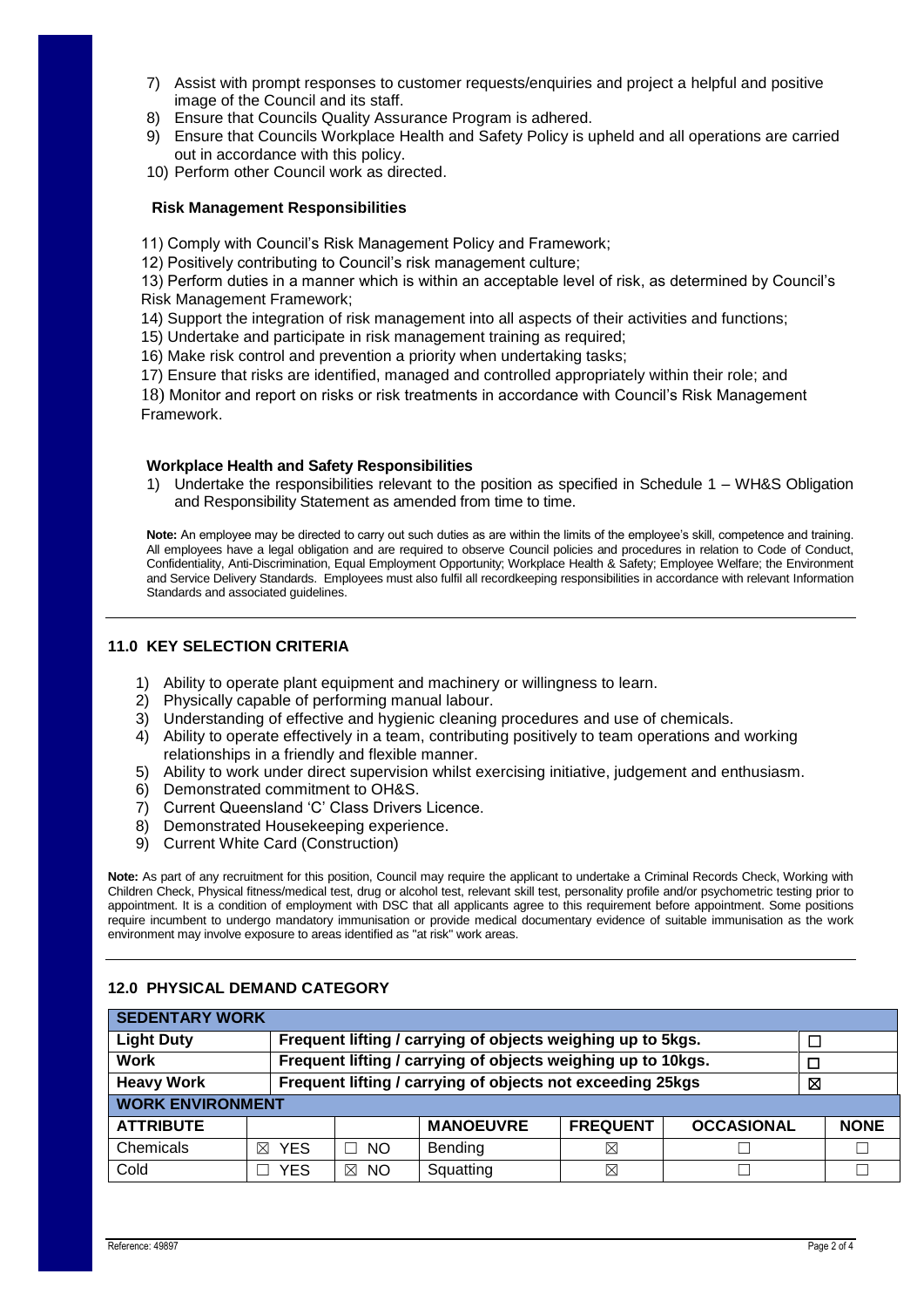7) Assist with prompt responses to customer requests/enquiries and project a helpful and positive image of the Council and its staff.
8) Ensure that Councils Quality Assurance Program is adhered.
9) Ensure that Councils Workplace Health and Safety Policy is upheld and all operations are carried out in accordance with this policy.
10) Perform other Council work as directed.

**Risk Management Responsibilities**

11) Comply with Council's Risk Management Policy and Framework;
12) Positively contributing to Council's risk management culture;
13) Perform duties in a manner which is within an acceptable level of risk, as determined by Council's Risk Management Framework;
14) Support the integration of risk management into all aspects of their activities and functions;
15) Undertake and participate in risk management training as required;
16) Make risk control and prevention a priority when undertaking tasks;
17) Ensure that risks are identified, managed and controlled appropriately within their role; and
18) Monitor and report on risks or risk treatments in accordance with Council's Risk Management Framework.

**Workplace Health and Safety Responsibilities**

1) Undertake the responsibilities relevant to the position as specified in Schedule 1 – WH&S Obligation and Responsibility Statement as amended from time to time.

**Note:** An employee may be directed to carry out such duties as are within the limits of the employee's skill, competence and training. All employees have a legal obligation and are required to observe Council policies and procedures in relation to Code of Conduct, Confidentiality, Anti-Discrimination, Equal Employment Opportunity; Workplace Health & Safety; Employee Welfare; the Environment and Service Delivery Standards. Employees must also fulfil all recordkeeping responsibilities in accordance with relevant Information Standards and associated guidelines.

## 11.0 KEY SELECTION CRITERIA

1) Ability to operate plant equipment and machinery or willingness to learn.
2) Physically capable of performing manual labour.
3) Understanding of effective and hygienic cleaning procedures and use of chemicals.
4) Ability to operate effectively in a team, contributing positively to team operations and working relationships in a friendly and flexible manner.
5) Ability to work under direct supervision whilst exercising initiative, judgement and enthusiasm.
6) Demonstrated commitment to OH&S.
7) Current Queensland 'C' Class Drivers Licence.
8) Demonstrated Housekeeping experience.
9) Current White Card (Construction)

**Note:** As part of any recruitment for this position, Council may require the applicant to undertake a Criminal Records Check, Working with Children Check, Physical fitness/medical test, drug or alcohol test, relevant skill test, personality profile and/or psychometric testing prior to appointment. It is a condition of employment with DSC that all applicants agree to this requirement before appointment. Some positions require incumbent to undergo mandatory immunisation or provide medical documentary evidence of suitable immunisation as the work environment may involve exposure to areas identified as "at risk" work areas.

## 12.0 PHYSICAL DEMAND CATEGORY

| SEDENTARY WORK | | |
|---|---|---|
| Light Duty | Frequent lifting / carrying of objects weighing up to 5kgs. | ☐ |
| Work | Frequent lifting / carrying of objects weighing up to 10kgs. | ☐ |
| Heavy Work | Frequent lifting / carrying of objects not exceeding 25kgs | ☒ |

| WORK ENVIRONMENT | | | | | | |
|---|---|---|---|---|---|---|
| **ATTRIBUTE** | | | **MANOEUVRE** | **FREQUENT** | **OCCASIONAL** | **NONE** |
| Chemicals | ☒ YES | ☐ NO | Bending | ☒ | ☐ | ☐ |
| Cold | ☐ YES | ☒ NO | Squatting | ☒ | ☐ | ☐ |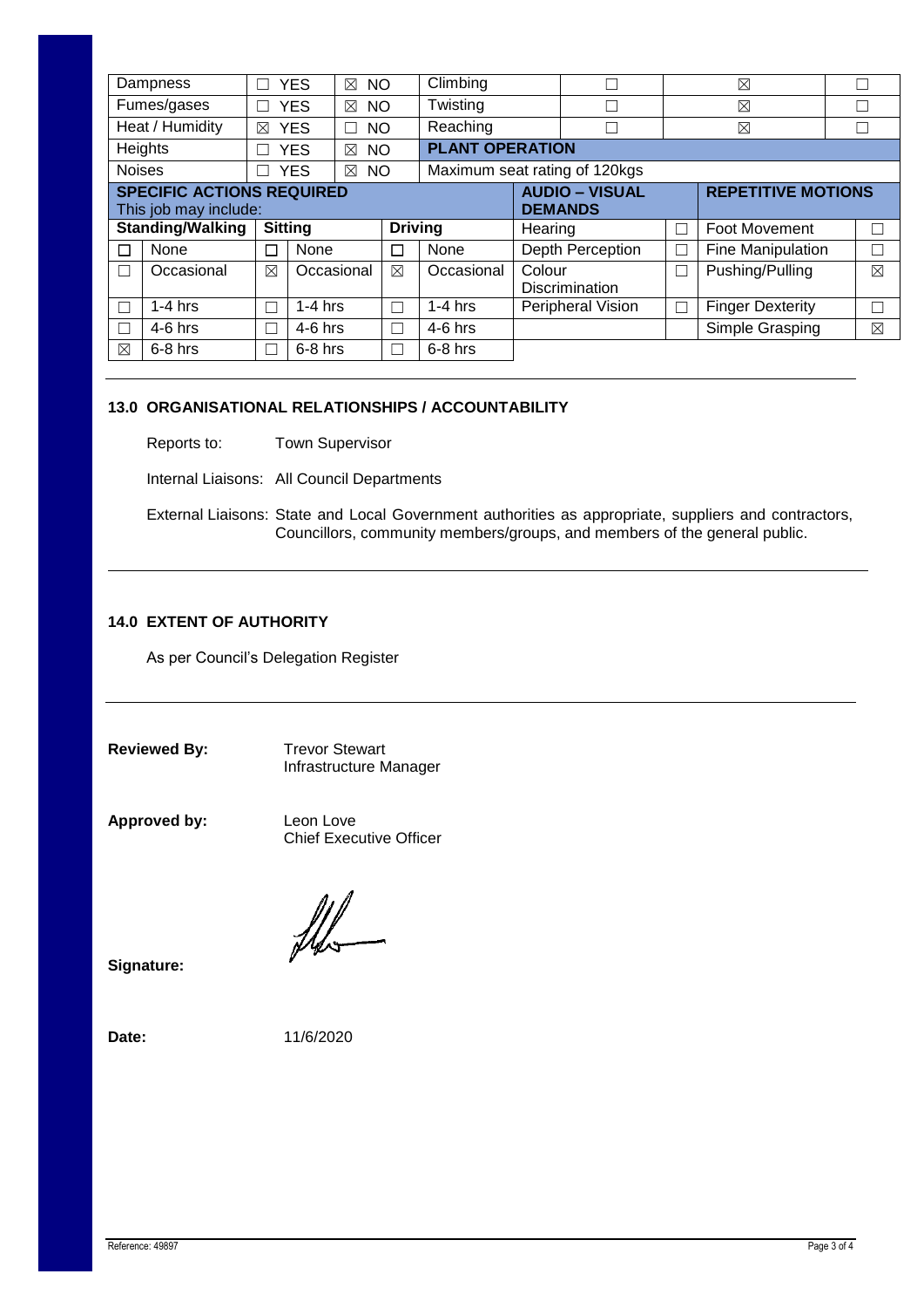| Dampness | ☐ YES | ☒ NO | Climbing | ☐ | ☒ | ☐ |
|---|---|---|---|---|---|---|
| Fumes/gases | ☐ YES | ☒ NO | Twisting | ☐ | ☒ | ☐ |
| Heat / Humidity | ☒ YES | ☐ NO | Reaching | ☐ | ☒ | ☐ |
| Heights | ☐ YES | ☒ NO | **PLANT OPERATION** | | | |
| Noises | ☐ YES | ☒ NO | Maximum seat rating of 120kgs | | | |

| **SPECIFIC ACTIONS REQUIRED** This job may include: | | | | | | **AUDIO – VISUAL DEMANDS** | | **REPETITIVE MOTIONS** | |
|---|---|---|---|---|---|---|---|---|---|
| **Standing/Walking** | | **Sitting** | | **Driving** | | Hearing | ☐ | Foot Movement | ☐ |
| ☐ | None | ☐ | None | ☐ | None | Depth Perception | ☐ | Fine Manipulation | ☐ |
| ☐ | Occasional | ☒ | Occasional | ☒ | Occasional | Colour Discrimination | ☐ | Pushing/Pulling | ☒ |
| ☐ | 1-4 hrs | ☐ | 1-4 hrs | ☐ | 1-4 hrs | Peripheral Vision | ☐ | Finger Dexterity | ☐ |
| ☐ | 4-6 hrs | ☐ | 4-6 hrs | ☐ | 4-6 hrs | | | Simple Grasping | ☒ |
| ☒ | 6-8 hrs | ☐ | 6-8 hrs | ☐ | 6-8 hrs | | | | |

## 13.0 ORGANISATIONAL RELATIONSHIPS / ACCOUNTABILITY

Reports to: Town Supervisor

Internal Liaisons: All Council Departments

External Liaisons: State and Local Government authorities as appropriate, suppliers and contractors, Councillors, community members/groups, and members of the general public.

## 14.0 EXTENT OF AUTHORITY

As per Council's Delegation Register

**Reviewed By:** Trevor Stewart
Infrastructure Manager

**Approved by:** Leon Love
Chief Executive Officer

**Signature:**

**Date:** 11/6/2020

Reference: 49897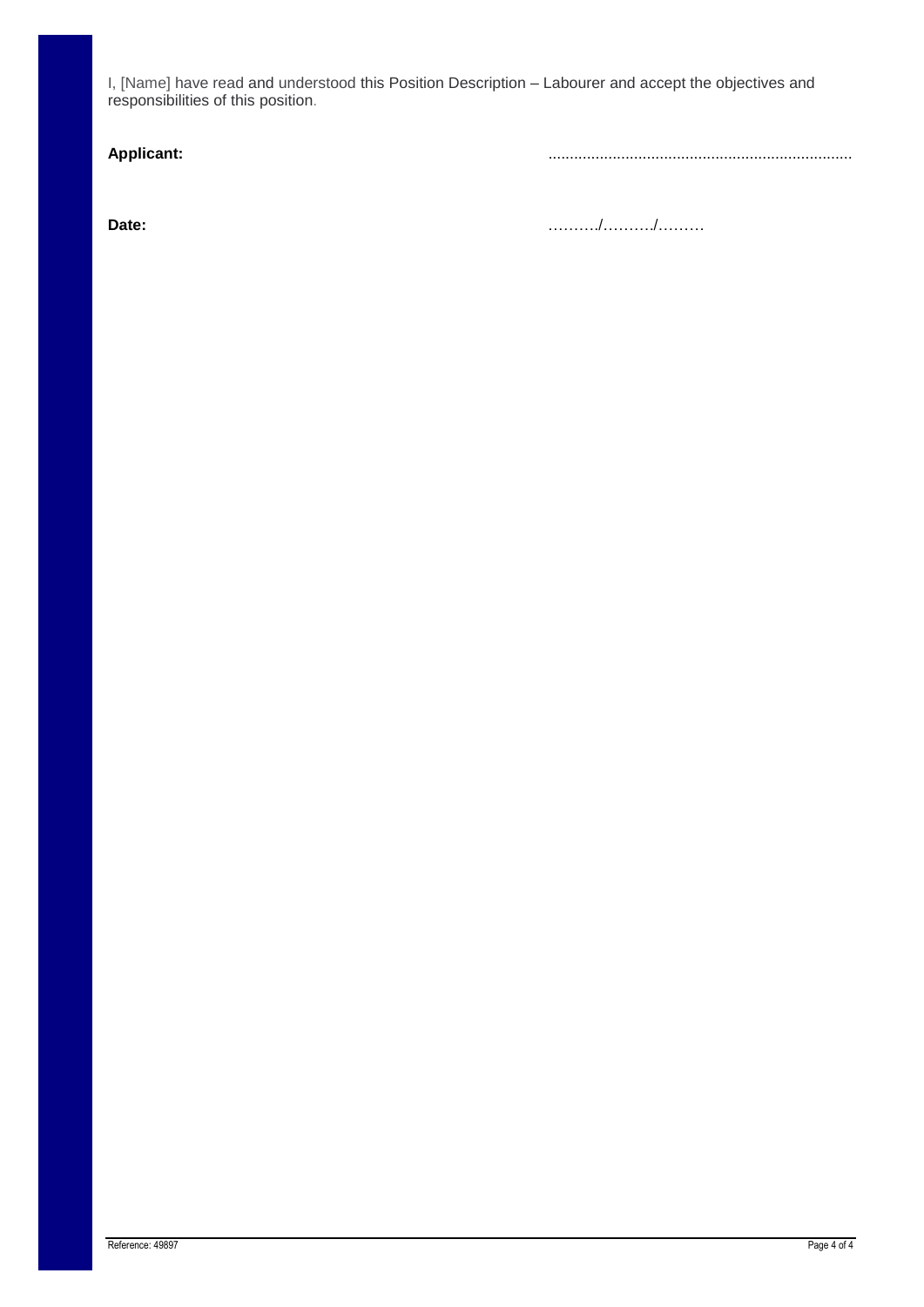I, [Name] have read and understood this Position Description – Labourer and accept the objectives and responsibilities of this position.

**Applicant:** ......................................................................

**Date:** ………/………/………